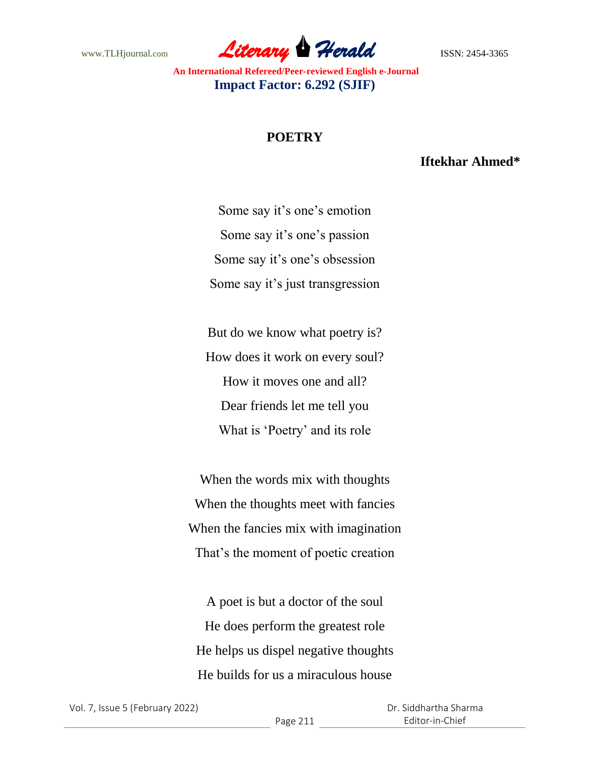# POETRY

**Iftekhar Ahmed***

Some say it's one's emotion
Some say it's one's passion
Some say it's one's obsession
Some say it's just transgression

But do we know what poetry is?
How does it work on every soul?
How it moves one and all?
Dear friends let me tell you
What is 'Poetry' and its role

When the words mix with thoughts
When the thoughts meet with fancies
When the fancies mix with imagination
That's the moment of poetic creation

A poet is but a doctor of the soul
He does perform the greatest role
He helps us dispel negative thoughts
He builds for us a miraculous house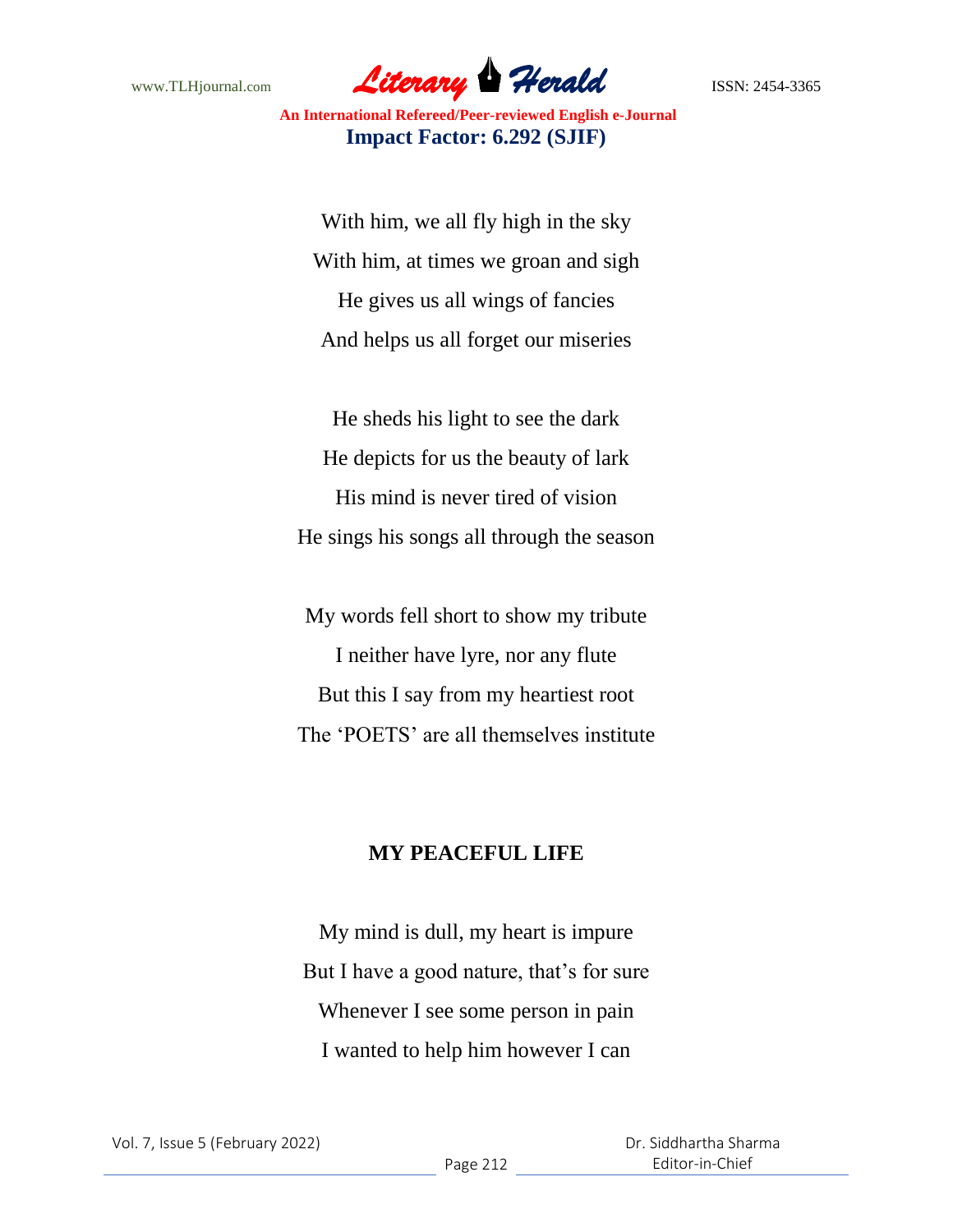With him, we all fly high in the sky  
With him, at times we groan and sigh  
He gives us all wings of fancies  
And helps us all forget our miseries

He sheds his light to see the dark  
He depicts for us the beauty of lark  
His mind is never tired of vision  
He sings his songs all through the season

My words fell short to show my tribute  
I neither have lyre, nor any flute  
But this I say from my heartiest root  
The 'POETS' are all themselves institute

## MY PEACEFUL LIFE

My mind is dull, my heart is impure  
But I have a good nature, that's for sure  
Whenever I see some person in pain  
I wanted to help him however I can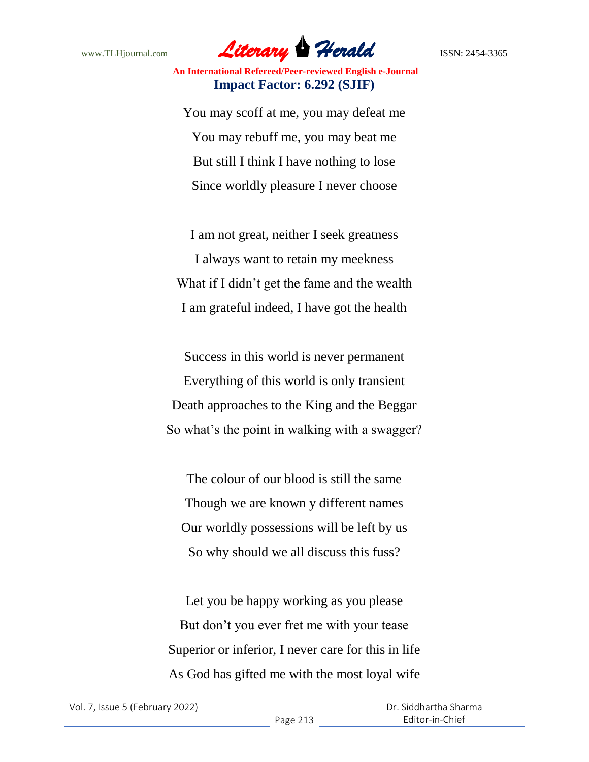You may scoff at me, you may defeat me
You may rebuff me, you may beat me
But still I think I have nothing to lose
Since worldly pleasure I never choose

I am not great, neither I seek greatness
I always want to retain my meekness
What if I didn't get the fame and the wealth
I am grateful indeed, I have got the health

Success in this world is never permanent
Everything of this world is only transient
Death approaches to the King and the Beggar
So what's the point in walking with a swagger?

The colour of our blood is still the same
Though we are known y different names
Our worldly possessions will be left by us
So why should we all discuss this fuss?

Let you be happy working as you please
But don't you ever fret me with your tease
Superior or inferior, I never care for this in life
As God has gifted me with the most loyal wife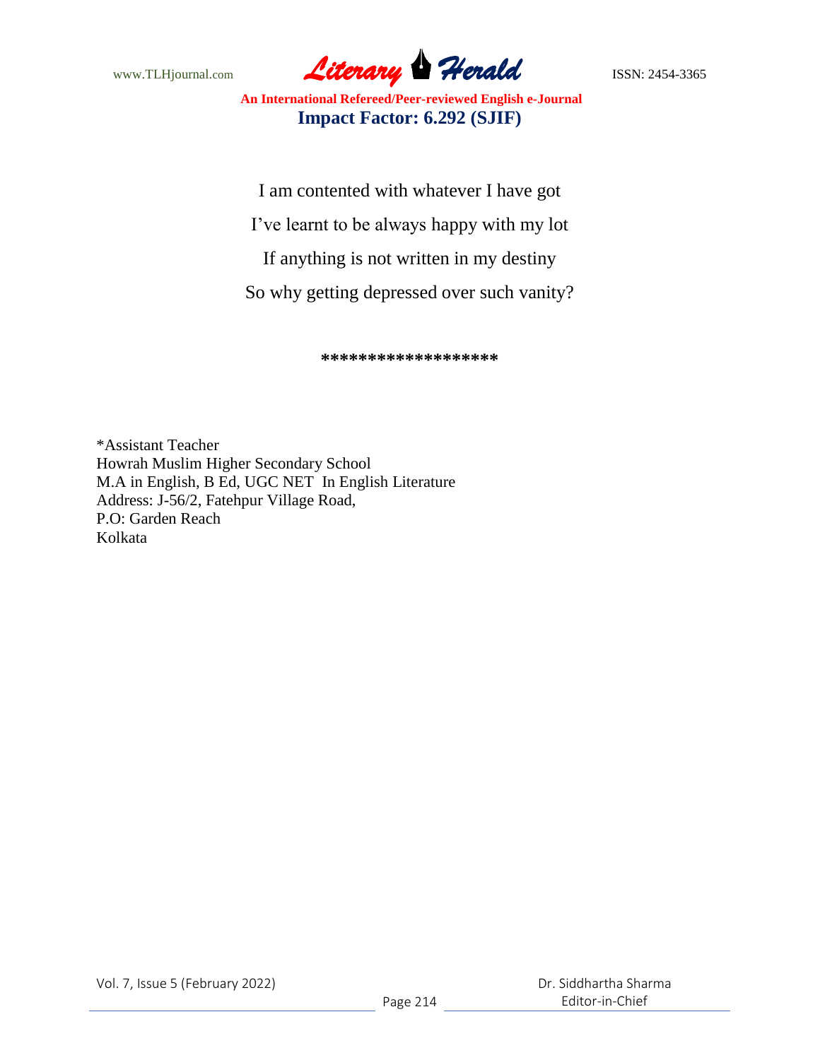I am contented with whatever I have got

I've learnt to be always happy with my lot

If anything is not written in my destiny

So why getting depressed over such vanity?

******************

*Assistant Teacher
Howrah Muslim Higher Secondary School
M.A in English, B Ed, UGC NET In English Literature
Address: J-56/2, Fatehpur Village Road,
P.O: Garden Reach
Kolkata